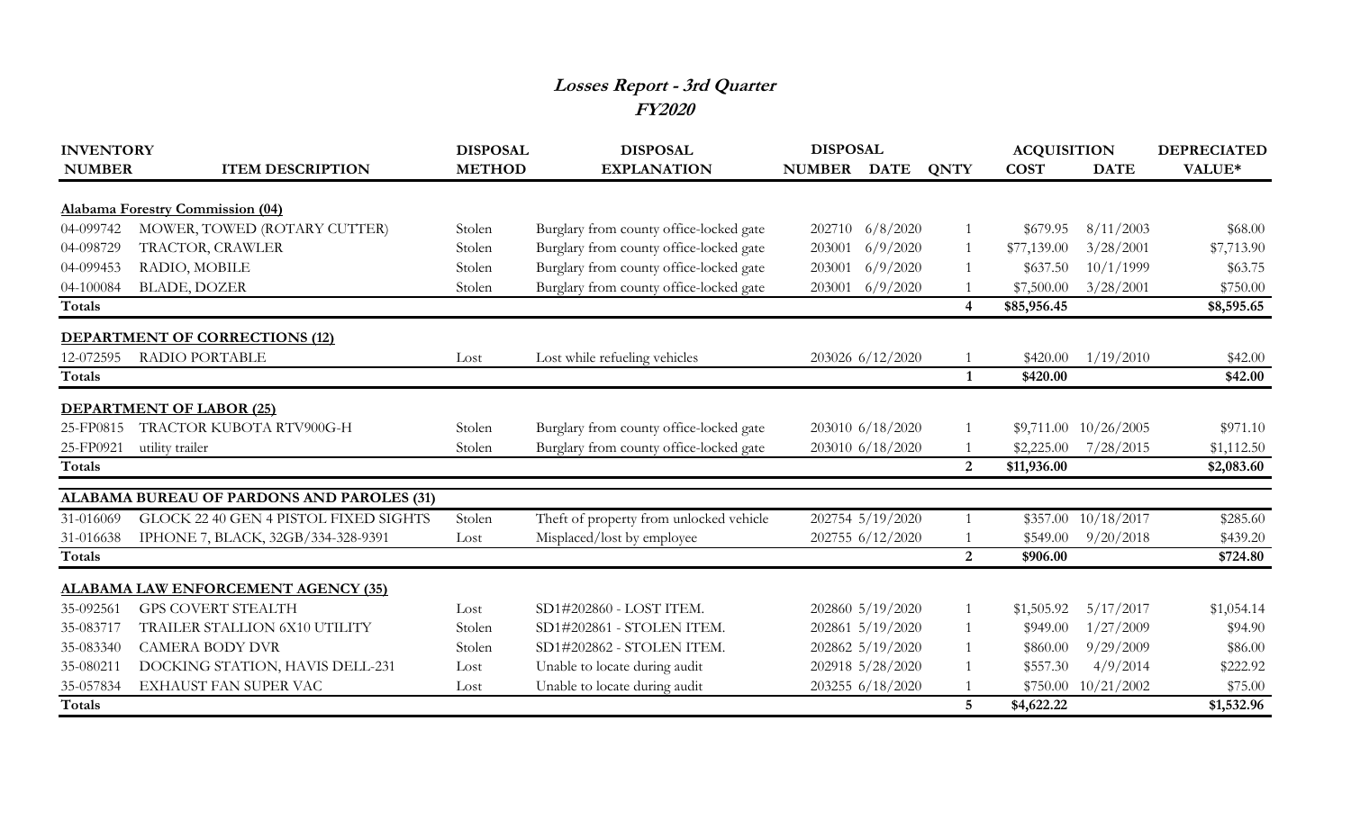# Losses Report - 3rd Quarter

## FY2020

| INVENTORY NUMBER | ITEM DESCRIPTION | DISPOSAL METHOD | DISPOSAL EXPLANATION | DISPOSAL NUMBER | DISPOSAL DATE | QNTY | ACQUISITION COST | ACQUISITION DATE | DEPRECIATED VALUE* |
|---|---|---|---|---|---|---|---|---|---|
| **Alabama Forestry Commission (04)** | | | | | | | | | |
| 04-099742 | MOWER, TOWED (ROTARY CUTTER) | Stolen | Burglary from county office-locked gate | 202710 | 6/8/2020 | 1 | $679.95 | 8/11/2003 | $68.00 |
| 04-098729 | TRACTOR, CRAWLER | Stolen | Burglary from county office-locked gate | 203001 | 6/9/2020 | 1 | $77,139.00 | 3/28/2001 | $7,713.90 |
| 04-099453 | RADIO, MOBILE | Stolen | Burglary from county office-locked gate | 203001 | 6/9/2020 | 1 | $637.50 | 10/1/1999 | $63.75 |
| 04-100084 | BLADE, DOZER | Stolen | Burglary from county office-locked gate | 203001 | 6/9/2020 | 1 | $7,500.00 | 3/28/2001 | $750.00 |
| **Totals** | | | | | | **4** | **$85,956.45** | | **$8,595.65** |
| **DEPARTMENT OF CORRECTIONS (12)** | | | | | | | | | |
| 12-072595 | RADIO PORTABLE | Lost | Lost while refueling vehicles | 203026 | 6/12/2020 | 1 | $420.00 | 1/19/2010 | $42.00 |
| **Totals** | | | | | | **1** | **$420.00** | | **$42.00** |
| **DEPARTMENT OF LABOR (25)** | | | | | | | | | |
| 25-FP0815 | TRACTOR KUBOTA RTV900G-H | Stolen | Burglary from county office-locked gate | 203010 | 6/18/2020 | 1 | $9,711.00 | 10/26/2005 | $971.10 |
| 25-FP0921 | utility trailer | Stolen | Burglary from county office-locked gate | 203010 | 6/18/2020 | 1 | $2,225.00 | 7/28/2015 | $1,112.50 |
| **Totals** | | | | | | **2** | **$11,936.00** | | **$2,083.60** |
| **ALABAMA BUREAU OF PARDONS AND PAROLES (31)** | | | | | | | | | |
| 31-016069 | GLOCK 22 40 GEN 4 PISTOL FIXED SIGHTS | Stolen | Theft of property from unlocked vehicle | 202754 | 5/19/2020 | 1 | $357.00 | 10/18/2017 | $285.60 |
| 31-016638 | IPHONE 7, BLACK, 32GB/334-328-9391 | Lost | Misplaced/lost by employee | 202755 | 6/12/2020 | 1 | $549.00 | 9/20/2018 | $439.20 |
| **Totals** | | | | | | **2** | **$906.00** | | **$724.80** |
| **ALABAMA LAW ENFORCEMENT AGENCY (35)** | | | | | | | | | |
| 35-092561 | GPS COVERT STEALTH | Lost | SD1#202860 - LOST ITEM. | 202860 | 5/19/2020 | 1 | $1,505.92 | 5/17/2017 | $1,054.14 |
| 35-083717 | TRAILER STALLION 6X10 UTILITY | Stolen | SD1#202861 - STOLEN ITEM. | 202861 | 5/19/2020 | 1 | $949.00 | 1/27/2009 | $94.90 |
| 35-083340 | CAMERA BODY DVR | Stolen | SD1#202862 - STOLEN ITEM. | 202862 | 5/19/2020 | 1 | $860.00 | 9/29/2009 | $86.00 |
| 35-080211 | DOCKING STATION, HAVIS DELL-231 | Lost | Unable to locate during audit | 202918 | 5/28/2020 | 1 | $557.30 | 4/9/2014 | $222.92 |
| 35-057834 | EXHAUST FAN SUPER VAC | Lost | Unable to locate during audit | 203255 | 6/18/2020 | 1 | $750.00 | 10/21/2002 | $75.00 |
| **Totals** | | | | | | **5** | **$4,622.22** | | **$1,532.96** |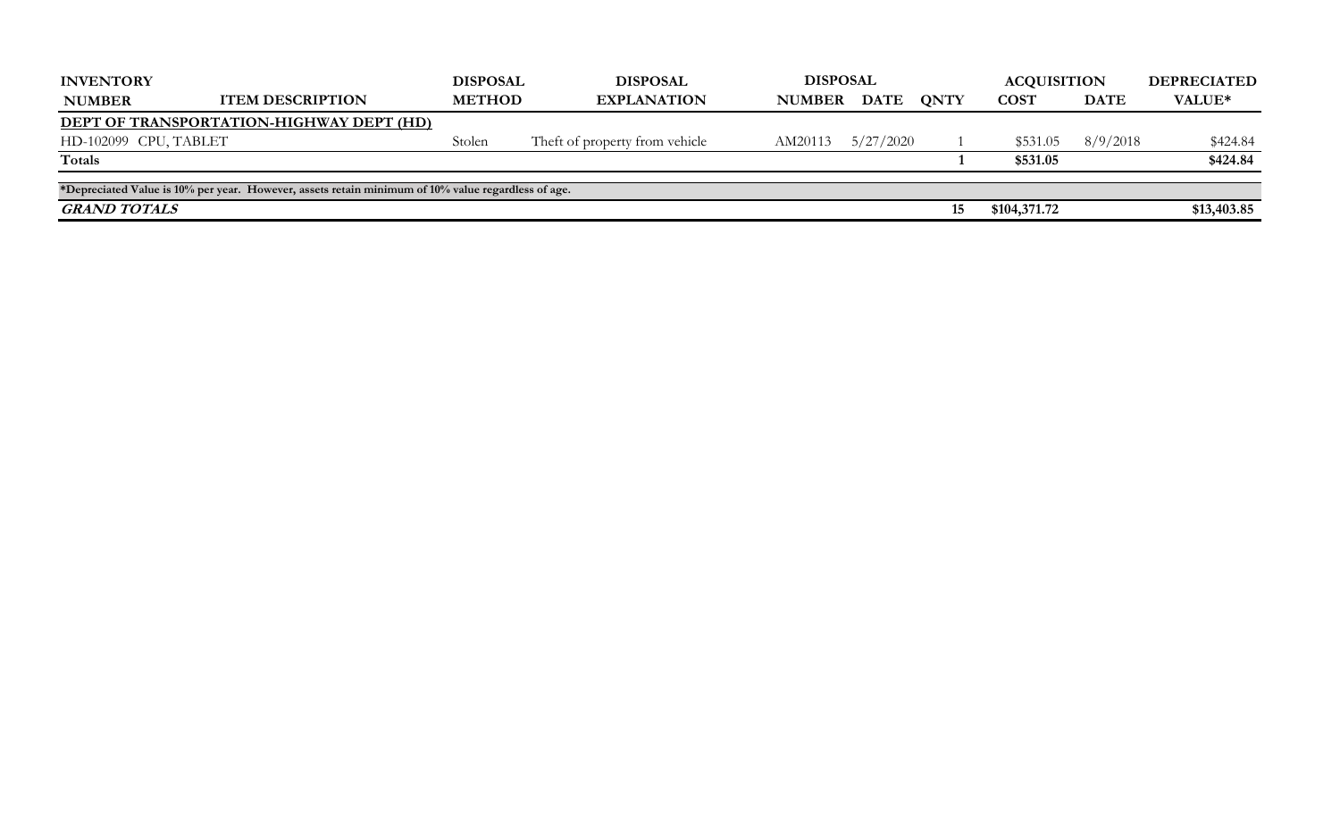| INVENTORY NUMBER | ITEM DESCRIPTION | DISPOSAL METHOD | DISPOSAL EXPLANATION | DISPOSAL NUMBER | DISPOSAL DATE | QNTY | ACQUISITION COST | ACQUISITION DATE | DEPRECIATED VALUE* |
|---|---|---|---|---|---|---|---|---|---|
| **DEPT OF TRANSPORTATION-HIGHWAY DEPT (HD)** | | | | | | | | | |
| HD-102099 | CPU, TABLET | Stolen | Theft of property from vehicle | AM20113 | 5/27/2020 | 1 | $531.05 | 8/9/2018 | $424.84 |
| **Totals** | | | | | | **1** | **$531.05** | | **$424.84** |
| **\*Depreciated Value is 10% per year. However, assets retain minimum of 10% value regardless of age.** | | | | | | | | | |
| ***GRAND TOTALS*** | | | | | | **15** | **$104,371.72** | | **$13,403.85** |